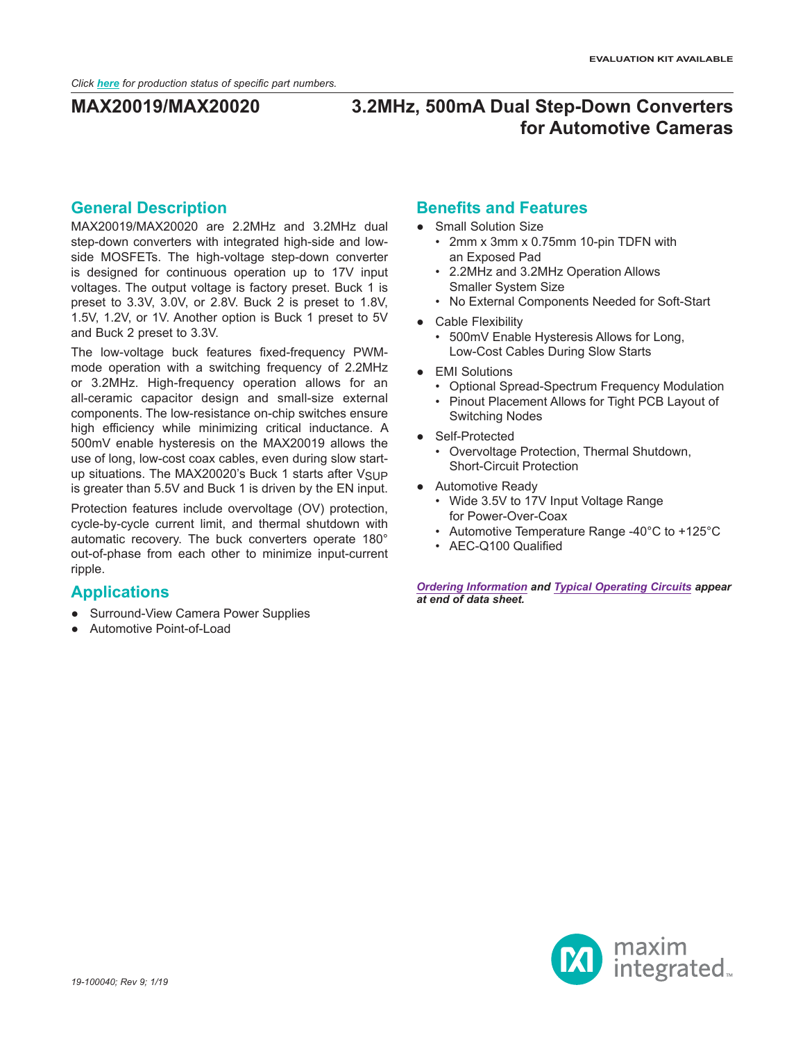EVALUATION KIT AVAILABLE

*Click **here** for production status of specific part numbers.*

# MAX20019/MAX20020 — 3.2MHz, 500mA Dual Step-Down Converters for Automotive Cameras

## General Description

MAX20019/MAX20020 are 2.2MHz and 3.2MHz dual step-down converters with integrated high-side and low-side MOSFETs. The high-voltage step-down converter is designed for continuous operation up to 17V input voltages. The output voltage is factory preset. Buck 1 is preset to 3.3V, 3.0V, or 2.8V. Buck 2 is preset to 1.8V, 1.5V, 1.2V, or 1V. Another option is Buck 1 preset to 5V and Buck 2 preset to 3.3V.

The low-voltage buck features fixed-frequency PWM-mode operation with a switching frequency of 2.2MHz or 3.2MHz. High-frequency operation allows for an all-ceramic capacitor design and small-size external components. The low-resistance on-chip switches ensure high efficiency while minimizing critical inductance. A 500mV enable hysteresis on the MAX20019 allows the use of long, low-cost coax cables, even during slow start-up situations. The MAX20020's Buck 1 starts after $V_{SUP}$ is greater than 5.5V and Buck 1 is driven by the EN input.

Protection features include overvoltage (OV) protection, cycle-by-cycle current limit, and thermal shutdown with automatic recovery. The buck converters operate 180° out-of-phase from each other to minimize input-current ripple.

## Applications

- Surround-View Camera Power Supplies
- Automotive Point-of-Load

## Benefits and Features

- Small Solution Size
  - 2mm x 3mm x 0.75mm 10-pin TDFN with an Exposed Pad
  - 2.2MHz and 3.2MHz Operation Allows Smaller System Size
  - No External Components Needed for Soft-Start
- Cable Flexibility
  - 500mV Enable Hysteresis Allows for Long, Low-Cost Cables During Slow Starts
- EMI Solutions
  - Optional Spread-Spectrum Frequency Modulation
  - Pinout Placement Allows for Tight PCB Layout of Switching Nodes
- Self-Protected
  - Overvoltage Protection, Thermal Shutdown, Short-Circuit Protection
- Automotive Ready
  - Wide 3.5V to 17V Input Voltage Range for Power-Over-Coax
  - Automotive Temperature Range -40°C to +125°C
  - AEC-Q100 Qualified

***Ordering Information** and **Typical Operating Circuits** appear at end of data sheet.*

*19-100040; Rev 9; 1/19*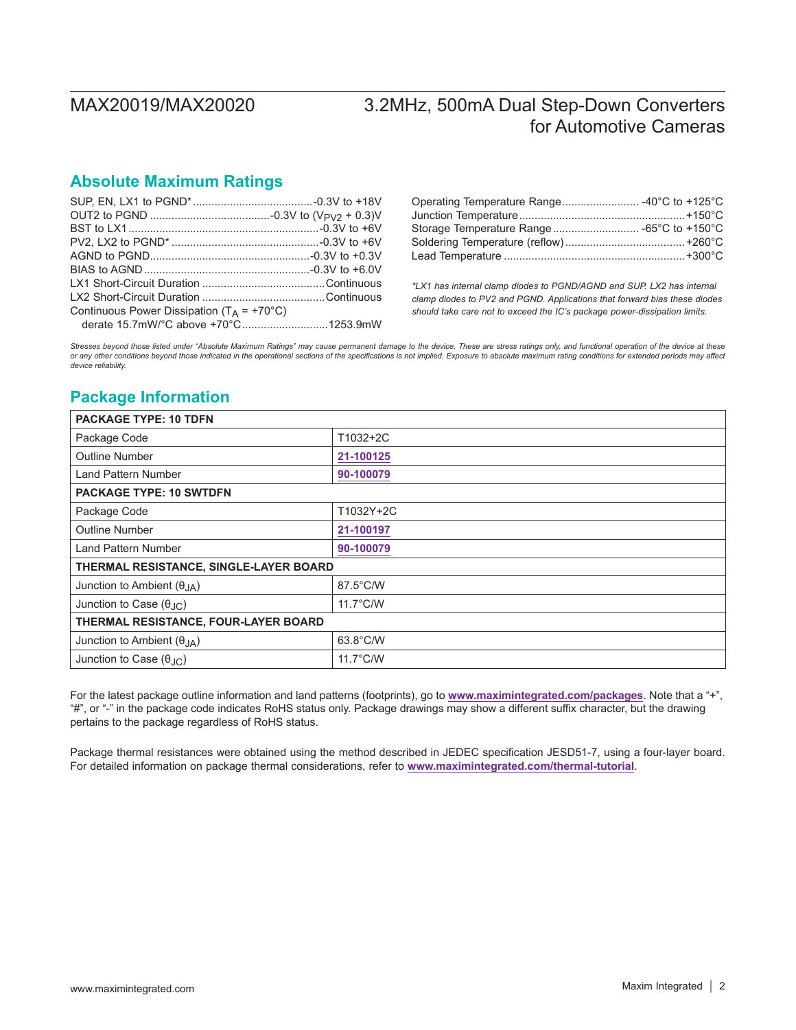## Absolute Maximum Ratings

SUP, EN, LX1 to PGND* .......................................-0.3V to +18V
OUT2 to PGND .......................................-0.3V to ($V_{PV2}$ + 0.3)V
BST to LX1 ..............................................................-0.3V to +6V
PV2, LX2 to PGND* ................................................-0.3V to +6V
AGND to PGND....................................................-0.3V to +0.3V
BIAS to AGND .....................................................-0.3V to +6.0V
LX1 Short-Circuit Duration ........................................Continuous
LX2 Short-Circuit Duration ........................................Continuous
Continuous Power Dissipation ($T_A$ = +70°C)
  derate 15.7mW/°C above +70°C............................1253.9mW

Operating Temperature Range......................... -40°C to +125°C
Junction Temperature......................................................+150°C
Storage Temperature Range............................ -65°C to +150°C
Soldering Temperature (reflow).......................................+260°C
Lead Temperature ...........................................................+300°C

*\*LX1 has internal clamp diodes to PGND/AGND and SUP. LX2 has internal clamp diodes to PV2 and PGND. Applications that forward bias these diodes should take care not to exceed the IC's package power-dissipation limits.*

*Stresses beyond those listed under "Absolute Maximum Ratings" may cause permanent damage to the device. These are stress ratings only, and functional operation of the device at these or any other conditions beyond those indicated in the operational sections of the specifications is not implied. Exposure to absolute maximum rating conditions for extended periods may affect device reliability.*

## Package Information

| PACKAGE TYPE: 10 TDFN | |
|---|---|
| Package Code | T1032+2C |
| Outline Number | **21-100125** |
| Land Pattern Number | **90-100079** |
| **PACKAGE TYPE: 10 SWTDFN** | |
| Package Code | T1032Y+2C |
| Outline Number | **21-100197** |
| Land Pattern Number | **90-100079** |
| **THERMAL RESISTANCE, SINGLE-LAYER BOARD** | |
| Junction to Ambient ($θ_{JA}$) | 87.5°C/W |
| Junction to Case ($θ_{JC}$) | 11.7°C/W |
| **THERMAL RESISTANCE, FOUR-LAYER BOARD** | |
| Junction to Ambient ($θ_{JA}$) | 63.8°C/W |
| Junction to Case ($θ_{JC}$) | 11.7°C/W |

For the latest package outline information and land patterns (footprints), go to **www.maximintegrated.com/packages**. Note that a "+", "#", or "-" in the package code indicates RoHS status only. Package drawings may show a different suffix character, but the drawing pertains to the package regardless of RoHS status.

Package thermal resistances were obtained using the method described in JEDEC specification JESD51-7, using a four-layer board. For detailed information on package thermal considerations, refer to **www.maximintegrated.com/thermal-tutorial**.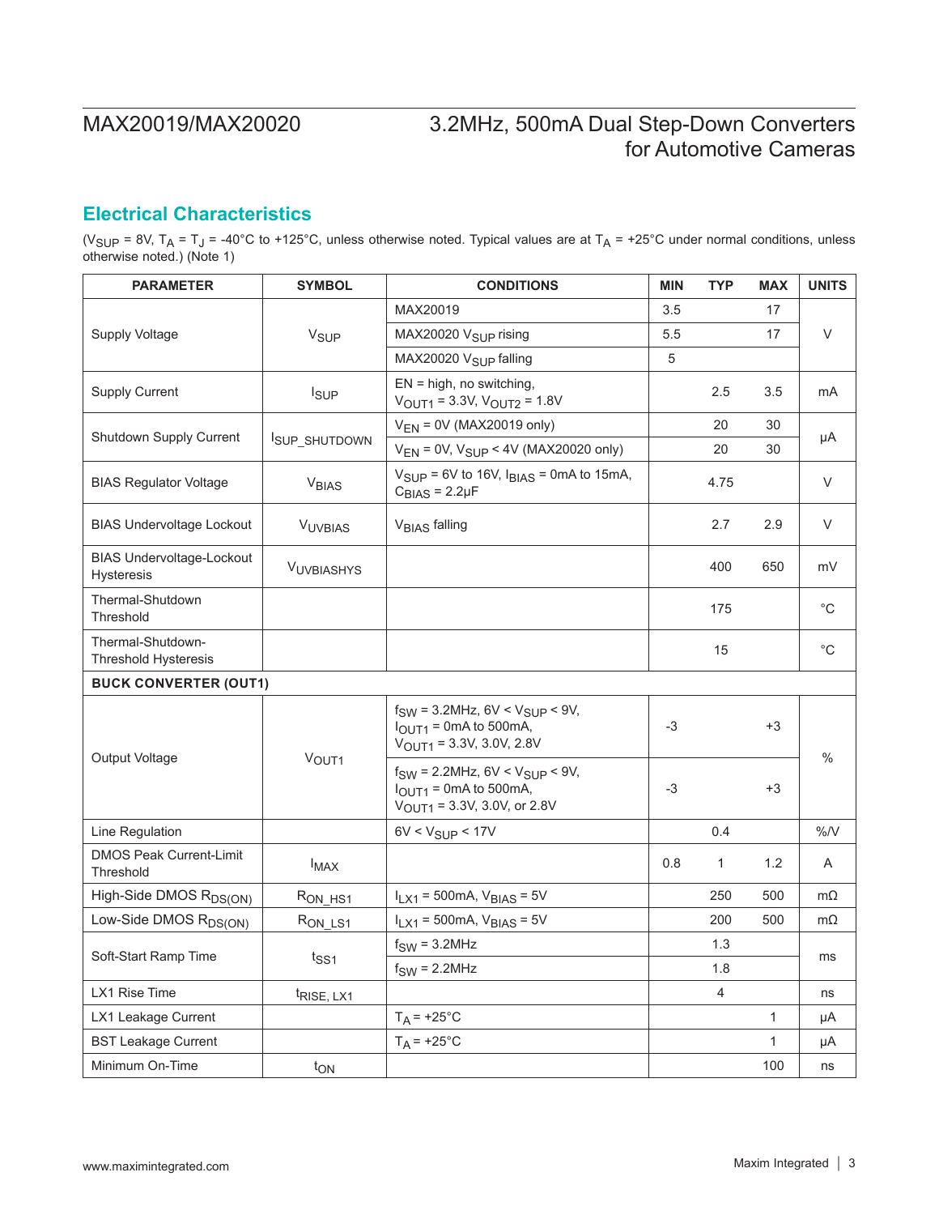## Electrical Characteristics

($V_{SUP}$ = 8V, $T_A$ = $T_J$ = -40°C to +125°C, unless otherwise noted. Typical values are at $T_A$ = +25°C under normal conditions, unless otherwise noted.) (Note 1)

| PARAMETER | SYMBOL | CONDITIONS | MIN | TYP | MAX | UNITS |
|---|---|---|---|---|---|---|
| Supply Voltage | $V_{SUP}$ | MAX20019 | 3.5 | | 17 | V |
| | | MAX20020 $V_{SUP}$ rising | 5.5 | | 17 | |
| | | MAX20020 $V_{SUP}$ falling | 5 | | | |
| Supply Current | $I_{SUP}$ | EN = high, no switching, $V_{OUT1}$ = 3.3V, $V_{OUT2}$ = 1.8V | | 2.5 | 3.5 | mA |
| Shutdown Supply Current | $I_{SUP\_SHUTDOWN}$ | $V_{EN}$ = 0V (MAX20019 only) | | 20 | 30 | µA |
| | | $V_{EN}$ = 0V, $V_{SUP}$ < 4V (MAX20020 only) | | 20 | 30 | |
| BIAS Regulator Voltage | $V_{BIAS}$ | $V_{SUP}$ = 6V to 16V, $I_{BIAS}$ = 0mA to 15mA, $C_{BIAS}$ = 2.2µF | | 4.75 | | V |
| BIAS Undervoltage Lockout | $V_{UVBIAS}$ | $V_{BIAS}$ falling | | 2.7 | 2.9 | V |
| BIAS Undervoltage-Lockout Hysteresis | $V_{UVBIASHYS}$ | | | 400 | 650 | mV |
| Thermal-Shutdown Threshold | | | | 175 | | °C |
| Thermal-Shutdown-Threshold Hysteresis | | | | 15 | | °C |
| **BUCK CONVERTER (OUT1)** | | | | | | |
| Output Voltage | $V_{OUT1}$ | $f_{SW}$ = 3.2MHz, 6V < $V_{SUP}$ < 9V, $I_{OUT1}$ = 0mA to 500mA, $V_{OUT1}$ = 3.3V, 3.0V, 2.8V | -3 | | +3 | % |
| | | $f_{SW}$ = 2.2MHz, 6V < $V_{SUP}$ < 9V, $I_{OUT1}$ = 0mA to 500mA, $V_{OUT1}$ = 3.3V, 3.0V, or 2.8V | -3 | | +3 | |
| Line Regulation | | 6V < $V_{SUP}$ < 17V | | 0.4 | | %/V |
| DMOS Peak Current-Limit Threshold | $I_{MAX}$ | | 0.8 | 1 | 1.2 | A |
| High-Side DMOS $R_{DS(ON)}$ | $R_{ON\_HS1}$ | $I_{LX1}$ = 500mA, $V_{BIAS}$ = 5V | | 250 | 500 | mΩ |
| Low-Side DMOS $R_{DS(ON)}$ | $R_{ON\_LS1}$ | $I_{LX1}$ = 500mA, $V_{BIAS}$ = 5V | | 200 | 500 | mΩ |
| Soft-Start Ramp Time | $t_{SS1}$ | $f_{SW}$ = 3.2MHz | | 1.3 | | ms |
| | | $f_{SW}$ = 2.2MHz | | 1.8 | | |
| LX1 Rise Time | $t_{RISE, LX1}$ | | | 4 | | ns |
| LX1 Leakage Current | | $T_A$ = +25°C | | | 1 | µA |
| BST Leakage Current | | $T_A$ = +25°C | | | 1 | µA |
| Minimum On-Time | $t_{ON}$ | | | | 100 | ns |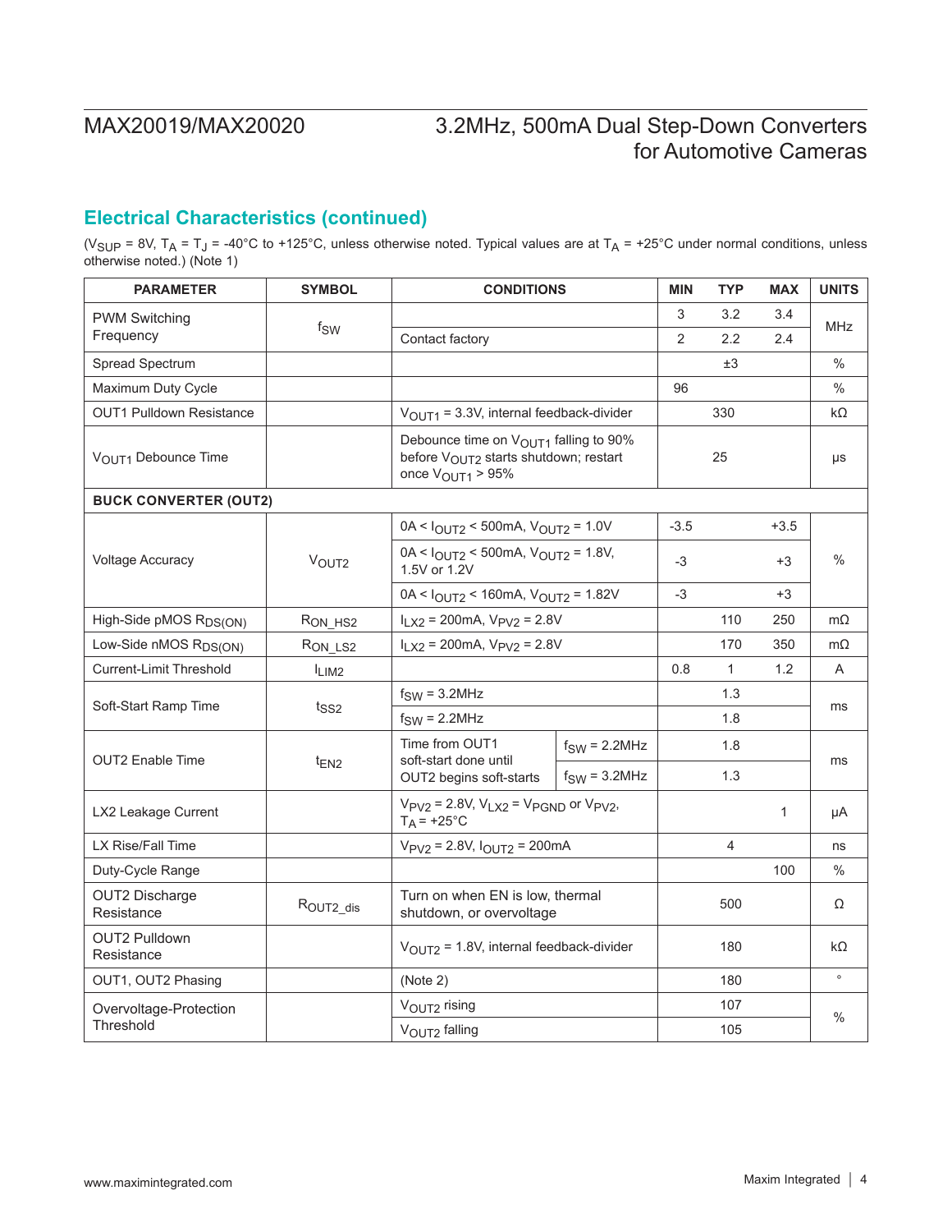## Electrical Characteristics (continued)

($V_{SUP}$ = 8V, $T_A$ = $T_J$ = -40°C to +125°C, unless otherwise noted. Typical values are at $T_A$ = +25°C under normal conditions, unless otherwise noted.) (Note 1)

| PARAMETER | SYMBOL | CONDITIONS | | MIN | TYP | MAX | UNITS |
|---|---|---|---|---|---|---|---|
| PWM Switching Frequency | $f_{SW}$ | | | 3 | 3.2 | 3.4 | MHz |
| | | Contact factory | | 2 | 2.2 | 2.4 | |
| Spread Spectrum | | | | | ±3 | | % |
| Maximum Duty Cycle | | | | 96 | | | % |
| OUT1 Pulldown Resistance | | $V_{OUT1}$ = 3.3V, internal feedback-divider | | | 330 | | kΩ |
| $V_{OUT1}$ Debounce Time | | Debounce time on $V_{OUT1}$ falling to 90% before $V_{OUT2}$ starts shutdown; restart once $V_{OUT1}$ > 95% | | | 25 | | µs |
| **BUCK CONVERTER (OUT2)** | | | | | | | |
| Voltage Accuracy | $V_{OUT2}$ | 0A < $I_{OUT2}$ < 500mA, $V_{OUT2}$ = 1.0V | | -3.5 | | +3.5 | % |
| | | 0A < $I_{OUT2}$ < 500mA, $V_{OUT2}$ = 1.8V, 1.5V or 1.2V | | -3 | | +3 | |
| | | 0A < $I_{OUT2}$ < 160mA, $V_{OUT2}$ = 1.82V | | -3 | | +3 | |
| High-Side pMOS $R_{DS(ON)}$ | $R_{ON\_HS2}$ | $I_{LX2}$ = 200mA, $V_{PV2}$ = 2.8V | | | 110 | 250 | mΩ |
| Low-Side nMOS $R_{DS(ON)}$ | $R_{ON\_LS2}$ | $I_{LX2}$ = 200mA, $V_{PV2}$ = 2.8V | | | 170 | 350 | mΩ |
| Current-Limit Threshold | $I_{LIM2}$ | | | 0.8 | 1 | 1.2 | A |
| Soft-Start Ramp Time | $t_{SS2}$ | $f_{SW}$ = 3.2MHz | | | 1.3 | | ms |
| | | $f_{SW}$ = 2.2MHz | | | 1.8 | | |
| OUT2 Enable Time | $t_{EN2}$ | Time from OUT1 soft-start done until OUT2 begins soft-starts | $f_{SW}$ = 2.2MHz | | 1.8 | | ms |
| | | | $f_{SW}$ = 3.2MHz | | 1.3 | | |
| LX2 Leakage Current | | $V_{PV2}$ = 2.8V, $V_{LX2}$ = $V_{PGND}$ or $V_{PV2}$, $T_A$ = +25°C | | | | 1 | µA |
| LX Rise/Fall Time | | $V_{PV2}$ = 2.8V, $I_{OUT2}$ = 200mA | | | 4 | | ns |
| Duty-Cycle Range | | | | | | 100 | % |
| OUT2 Discharge Resistance | $R_{OUT2\_dis}$ | Turn on when EN is low, thermal shutdown, or overvoltage | | | 500 | | Ω |
| OUT2 Pulldown Resistance | | $V_{OUT2}$ = 1.8V, internal feedback-divider | | | 180 | | kΩ |
| OUT1, OUT2 Phasing | | (Note 2) | | | 180 | | ° |
| Overvoltage-Protection Threshold | | $V_{OUT2}$ rising | | | 107 | | % |
| | | $V_{OUT2}$ falling | | | 105 | | |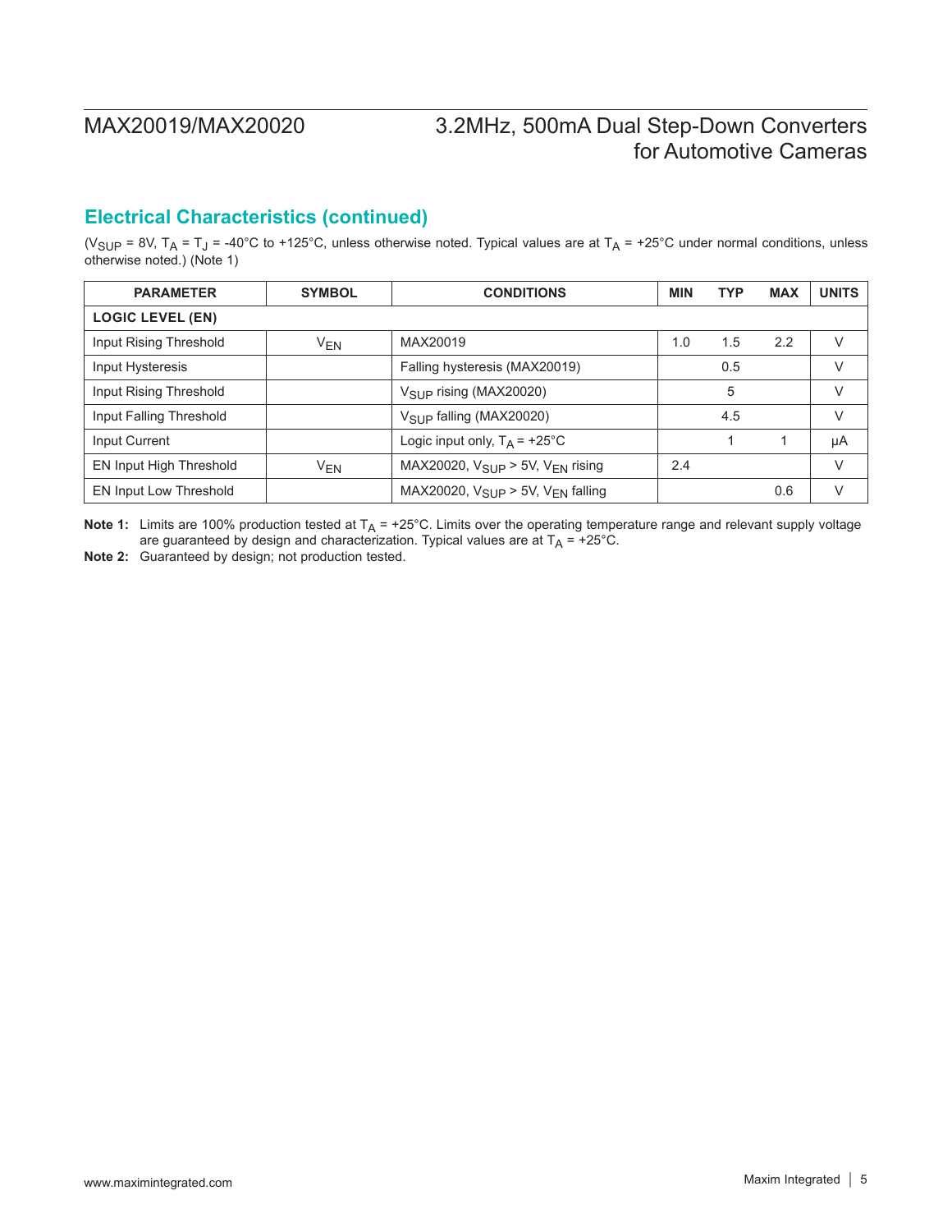## Electrical Characteristics (continued)

($V_{SUP}$ = 8V, $T_A$ = $T_J$ = -40°C to +125°C, unless otherwise noted. Typical values are at $T_A$ = +25°C under normal conditions, unless otherwise noted.) (Note 1)

| PARAMETER | SYMBOL | CONDITIONS | MIN | TYP | MAX | UNITS |
|---|---|---|---|---|---|---|
| **LOGIC LEVEL (EN)** | | | | | | |
| Input Rising Threshold | $V_{EN}$ | MAX20019 | 1.0 | 1.5 | 2.2 | V |
| Input Hysteresis | | Falling hysteresis (MAX20019) | | 0.5 | | V |
| Input Rising Threshold | | $V_{SUP}$ rising (MAX20020) | | 5 | | V |
| Input Falling Threshold | | $V_{SUP}$ falling (MAX20020) | | 4.5 | | V |
| Input Current | | Logic input only, $T_A$ = +25°C | | 1 | 1 | µA |
| EN Input High Threshold | $V_{EN}$ | MAX20020, $V_{SUP}$ > 5V, $V_{EN}$ rising | 2.4 | | | V |
| EN Input Low Threshold | | MAX20020, $V_{SUP}$ > 5V, $V_{EN}$ falling | | | 0.6 | V |

**Note 1:** Limits are 100% production tested at $T_A$ = +25°C. Limits over the operating temperature range and relevant supply voltage are guaranteed by design and characterization. Typical values are at $T_A$ = +25°C.

**Note 2:** Guaranteed by design; not production tested.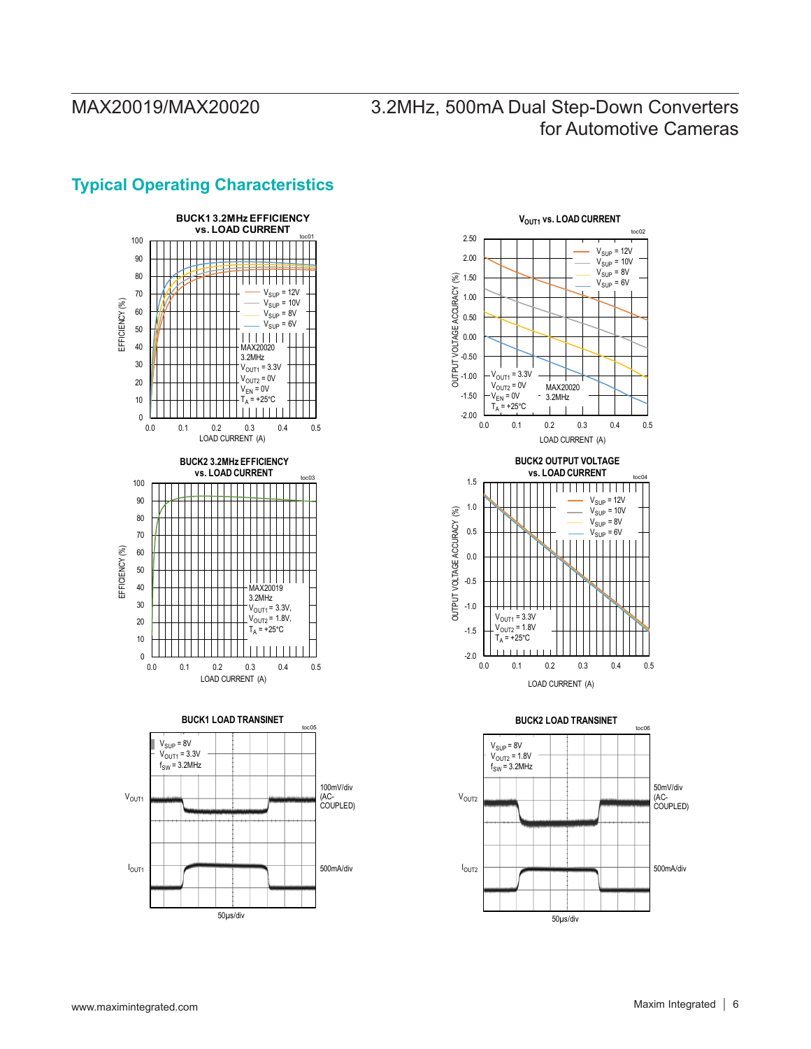## Typical Operating Characteristics

**BUCK1 3.2MHz EFFICIENCY vs. LOAD CURRENT** (toc01)

EFFICIENCY (%) vs. LOAD CURRENT (A)

$V_{SUP}$ = 12V, $V_{SUP}$ = 10V, $V_{SUP}$ = 8V, $V_{SUP}$ = 6V

MAX20020, 3.2MHz, $V_{OUT1}$ = 3.3V, $V_{OUT2}$ = 0V, $V_{EN}$ = 0V, $T_A$ = +25°C

**$V_{OUT1}$ vs. LOAD CURRENT** (toc02)

OUTPUT VOLTAGE ACCURACY (%) vs. LOAD CURRENT (A)

$V_{SUP}$ = 12V, $V_{SUP}$ = 10V, $V_{SUP}$ = 8V, $V_{SUP}$ = 6V

$V_{OUT1}$ = 3.3V, $V_{OUT2}$ = 0V, $V_{EN}$ = 0V, $T_A$ = +25°C, MAX20020, 3.2MHz

**BUCK2 3.2MHz EFFICIENCY vs. LOAD CURRENT** (toc03)

EFFICIENCY (%) vs. LOAD CURRENT (A)

MAX20019, 3.2MHz, $V_{OUT1}$ = 3.3V, $V_{OUT2}$ = 1.8V, $T_A$ = +25°C

**BUCK2 OUTPUT VOLTAGE vs. LOAD CURRENT** (toc04)

OUTPUT VOLTAGE ACCURACY (%) vs. LOAD CURRENT (A)

$V_{SUP}$ = 12V, $V_{SUP}$ = 10V, $V_{SUP}$ = 8V, $V_{SUP}$ = 6V

$V_{OUT1}$ = 3.3V, $V_{OUT2}$ = 1.8V, $T_A$ = +25°C

**BUCK1 LOAD TRANSINET** (toc05)

$V_{SUP}$ = 8V, $V_{OUT1}$ = 3.3V, $f_{SW}$ = 3.2MHz

$V_{OUT1}$: 100mV/div (AC-COUPLED)

$I_{OUT1}$: 500mA/div

50µs/div

**BUCK2 LOAD TRANSINET** (toc06)

$V_{SUP}$ = 8V, $V_{OUT2}$ = 1.8V, $f_{SW}$ = 3.2MHz

$V_{OUT2}$: 50mV/div (AC-COUPLED)

$I_{OUT2}$: 500mA/div

50µs/div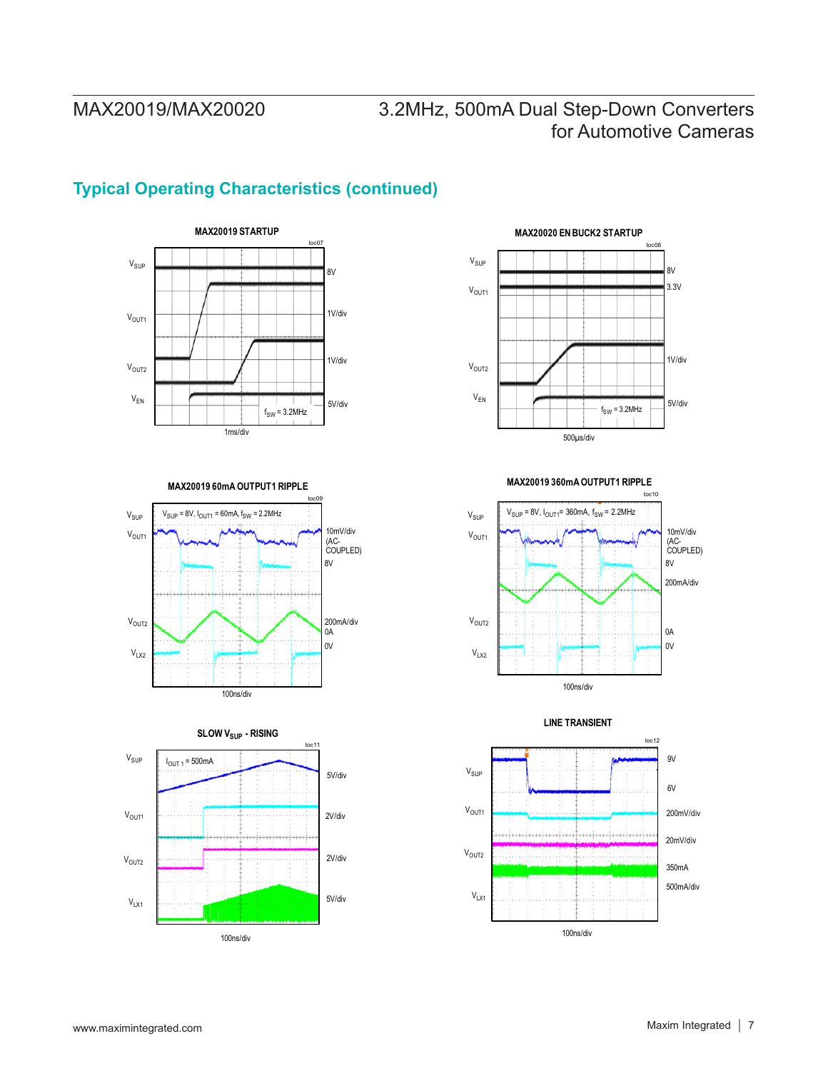## Typical Operating Characteristics (continued)

**MAX20019 STARTUP** (toc07)

$V_{SUP}$ 8V; $V_{OUT1}$ 1V/div; $V_{OUT2}$ 1V/div; $V_{EN}$ 5V/div; $f_{SW}$ = 3.2MHz; 1ms/div

**MAX20020 EN BUCK2 STARTUP** (toc08)

$V_{SUP}$ 8V; $V_{OUT1}$ 3.3V; $V_{OUT2}$ 1V/div; $V_{EN}$ 5V/div; $f_{SW}$ = 3.2MHz; 500µs/div

**MAX20019 60mA OUTPUT1 RIPPLE** (toc09)

$V_{SUP}$ = 8V, $I_{OUT1}$ = 60mA, $f_{SW}$ = 2.2MHz

$V_{SUP}$; $V_{OUT1}$ 10mV/div (AC-COUPLED); 8V; $V_{OUT2}$ 200mA/div; 0A; $V_{LX2}$ 0V; 100ns/div

**MAX20019 360mA OUTPUT1 RIPPLE** (toc10)

$V_{SUP}$ = 8V, $I_{OUT1}$ = 360mA, $f_{SW}$ = 2.2MHz

$V_{SUP}$; $V_{OUT1}$ 10mV/div (AC-COUPLED); 8V; 200mA/div; $V_{OUT2}$ 0A; $V_{LX2}$ 0V; 100ns/div

**SLOW $V_{SUP}$ - RISING** (toc11)

$I_{OUT1}$ = 500mA

$V_{SUP}$ 5V/div; $V_{OUT1}$ 2V/div; $V_{OUT2}$ 2V/div; $V_{LX1}$ 5V/div; 100ns/div

**LINE TRANSIENT** (toc12)

$V_{SUP}$ 9V, 6V; $V_{OUT1}$ 200mV/div; $V_{OUT2}$ 20mV/div; 350mA; $V_{LX1}$ 500mA/div; 100ns/div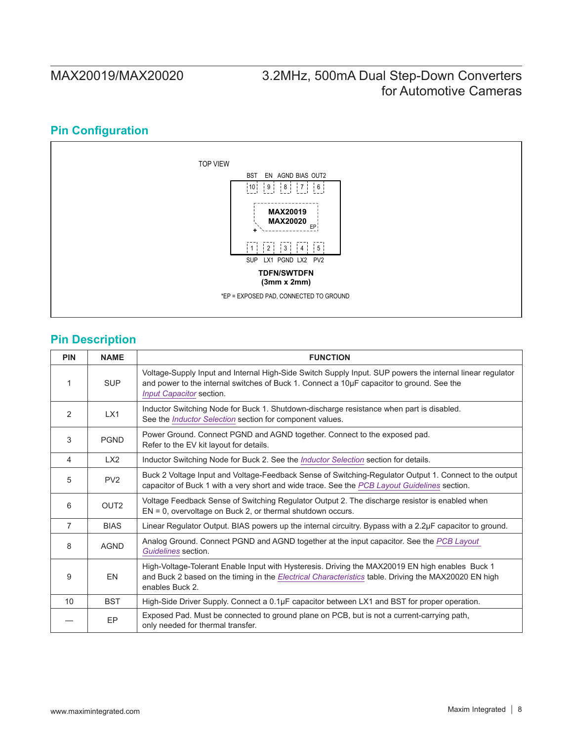## Pin Configuration

TOP VIEW

| BST | EN | AGND | BIAS | OUT2 |
|---|---|---|---|---|
| 10 | 9 | 8 | 7 | 6 |

MAX20019
MAX20020
EP

\+

| 1 | 2 | 3 | 4 | 5 |
|---|---|---|---|---|
| SUP | LX1 | PGND | LX2 | PV2 |

**TDFN/SWTDFN**
**(3mm x 2mm)**

*EP = EXPOSED PAD, CONNECTED TO GROUND

## Pin Description

| PIN | NAME | FUNCTION |
|---|---|---|
| 1 | SUP | Voltage-Supply Input and Internal High-Side Switch Supply Input. SUP powers the internal linear regulator and power to the internal switches of Buck 1. Connect a 10μF capacitor to ground. See the *Input Capacitor* section. |
| 2 | LX1 | Inductor Switching Node for Buck 1. Shutdown-discharge resistance when part is disabled. See the *Inductor Selection* section for component values. |
| 3 | PGND | Power Ground. Connect PGND and AGND together. Connect to the exposed pad. Refer to the EV kit layout for details. |
| 4 | LX2 | Inductor Switching Node for Buck 2. See the *Inductor Selection* section for details. |
| 5 | PV2 | Buck 2 Voltage Input and Voltage-Feedback Sense of Switching-Regulator Output 1. Connect to the output capacitor of Buck 1 with a very short and wide trace. See the *PCB Layout Guidelines* section. |
| 6 | OUT2 | Voltage Feedback Sense of Switching Regulator Output 2. The discharge resistor is enabled when EN = 0, overvoltage on Buck 2, or thermal shutdown occurs. |
| 7 | BIAS | Linear Regulator Output. BIAS powers up the internal circuitry. Bypass with a 2.2μF capacitor to ground. |
| 8 | AGND | Analog Ground. Connect PGND and AGND together at the input capacitor. See the *PCB Layout Guidelines* section. |
| 9 | EN | High-Voltage-Tolerant Enable Input with Hysteresis. Driving the MAX20019 EN high enables Buck 1 and Buck 2 based on the timing in the *Electrical Characteristics* table. Driving the MAX20020 EN high enables Buck 2. |
| 10 | BST | High-Side Driver Supply. Connect a 0.1μF capacitor between LX1 and BST for proper operation. |
| — | EP | Exposed Pad. Must be connected to ground plane on PCB, but is not a current-carrying path, only needed for thermal transfer. |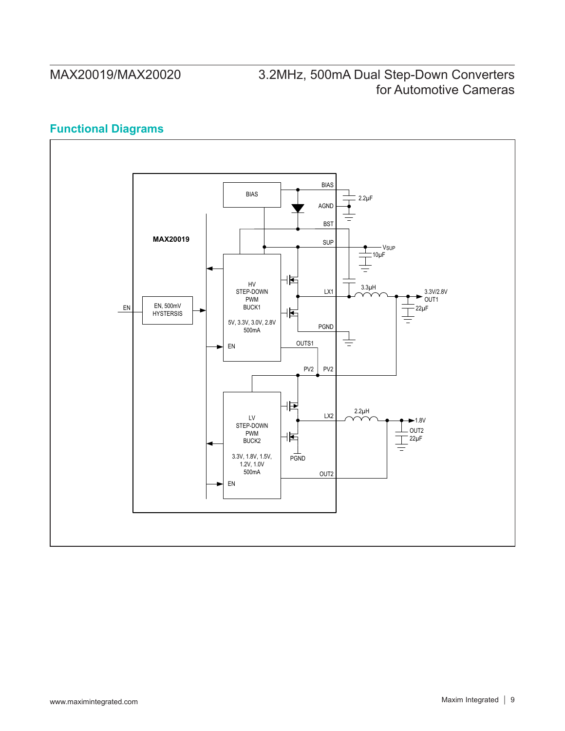## Functional Diagrams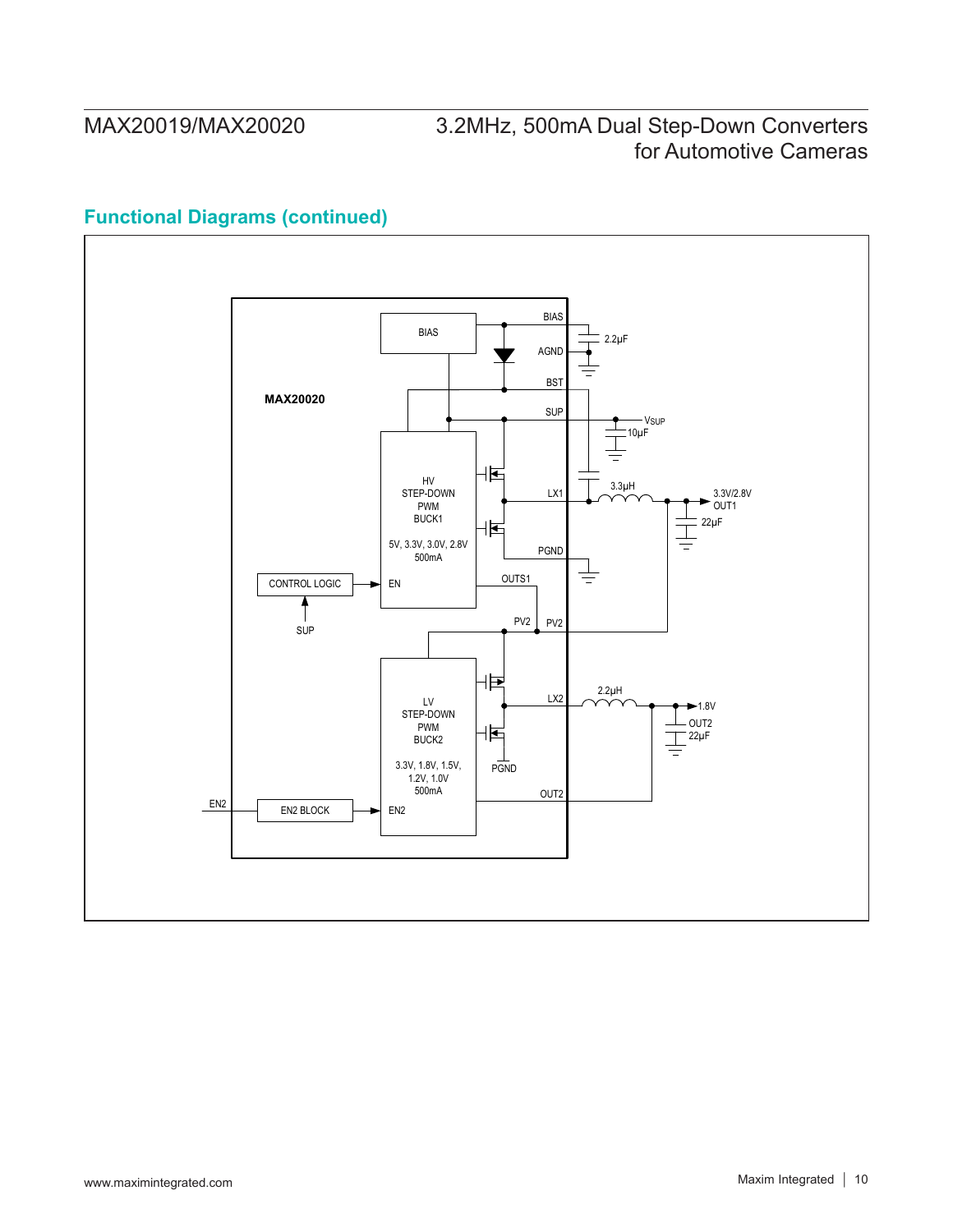## Functional Diagrams (continued)

BIAS

BIAS

2.2µF

AGND

BST

MAX20020

SUP

VSUP

10µF

HV
STEP-DOWN
PWM
BUCK1

5V, 3.3V, 3.0V, 2.8V
500mA

LX1

3.3µH

3.3V/2.8V
OUT1

22µF

PGND

CONTROL LOGIC

EN

OUTS1

SUP

PV2

PV2

LX2

2.2µH

1.8V

OUT2
22µF

LV
STEP-DOWN
PWM
BUCK2

3.3V, 1.8V, 1.5V,
1.2V, 1.0V
500mA

PGND

OUT2

EN2

EN2 BLOCK

EN2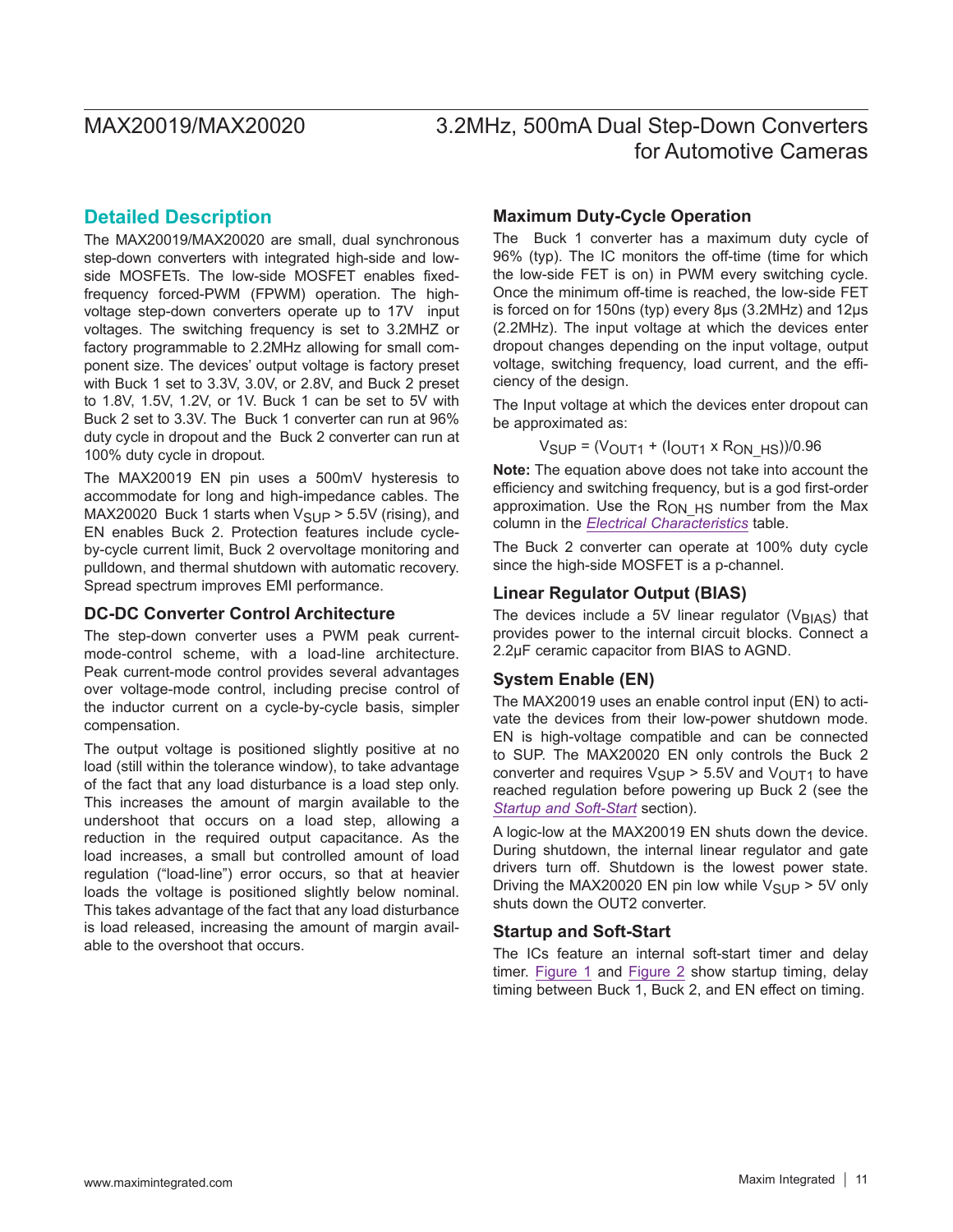## Detailed Description

The MAX20019/MAX20020 are small, dual synchronous step-down converters with integrated high-side and low-side MOSFETs. The low-side MOSFET enables fixed-frequency forced-PWM (FPWM) operation. The high-voltage step-down converters operate up to 17V input voltages. The switching frequency is set to 3.2MHZ or factory programmable to 2.2MHz allowing for small component size. The devices' output voltage is factory preset with Buck 1 set to 3.3V, 3.0V, or 2.8V, and Buck 2 preset to 1.8V, 1.5V, 1.2V, or 1V. Buck 1 can be set to 5V with Buck 2 set to 3.3V. The Buck 1 converter can run at 96% duty cycle in dropout and the Buck 2 converter can run at 100% duty cycle in dropout.

The MAX20019 EN pin uses a 500mV hysteresis to accommodate for long and high-impedance cables. The MAX20020 Buck 1 starts when $V_{SUP}$ > 5.5V (rising), and EN enables Buck 2. Protection features include cycle-by-cycle current limit, Buck 2 overvoltage monitoring and pulldown, and thermal shutdown with automatic recovery. Spread spectrum improves EMI performance.

### DC-DC Converter Control Architecture

The step-down converter uses a PWM peak current-mode-control scheme, with a load-line architecture. Peak current-mode control provides several advantages over voltage-mode control, including precise control of the inductor current on a cycle-by-cycle basis, simpler compensation.

The output voltage is positioned slightly positive at no load (still within the tolerance window), to take advantage of the fact that any load disturbance is a load step only. This increases the amount of margin available to the undershoot that occurs on a load step, allowing a reduction in the required output capacitance. As the load increases, a small but controlled amount of load regulation ("load-line") error occurs, so that at heavier loads the voltage is positioned slightly below nominal. This takes advantage of the fact that any load disturbance is load released, increasing the amount of margin available to the overshoot that occurs.

### Maximum Duty-Cycle Operation

The Buck 1 converter has a maximum duty cycle of 96% (typ). The IC monitors the off-time (time for which the low-side FET is on) in PWM every switching cycle. Once the minimum off-time is reached, the low-side FET is forced on for 150ns (typ) every 8μs (3.2MHz) and 12μs (2.2MHz). The input voltage at which the devices enter dropout changes depending on the input voltage, output voltage, switching frequency, load current, and the efficiency of the design.

The Input voltage at which the devices enter dropout can be approximated as:

$$V_{SUP} = (V_{OUT1} + (I_{OUT1} \times R_{ON\_HS}))/0.96$$

**Note:** The equation above does not take into account the efficiency and switching frequency, but is a god first-order approximation. Use the $R_{ON\_HS}$ number from the Max column in the *Electrical Characteristics* table.

The Buck 2 converter can operate at 100% duty cycle since the high-side MOSFET is a p-channel.

### Linear Regulator Output (BIAS)

The devices include a 5V linear regulator ($V_{BIAS}$) that provides power to the internal circuit blocks. Connect a 2.2μF ceramic capacitor from BIAS to AGND.

### System Enable (EN)

The MAX20019 uses an enable control input (EN) to activate the devices from their low-power shutdown mode. EN is high-voltage compatible and can be connected to SUP. The MAX20020 EN only controls the Buck 2 converter and requires $V_{SUP}$ > 5.5V and $V_{OUT1}$ to have reached regulation before powering up Buck 2 (see the *Startup and Soft-Start* section).

A logic-low at the MAX20019 EN shuts down the device. During shutdown, the internal linear regulator and gate drivers turn off. Shutdown is the lowest power state. Driving the MAX20020 EN pin low while $V_{SUP}$ > 5V only shuts down the OUT2 converter.

### Startup and Soft-Start

The ICs feature an internal soft-start timer and delay timer. Figure 1 and Figure 2 show startup timing, delay timing between Buck 1, Buck 2, and EN effect on timing.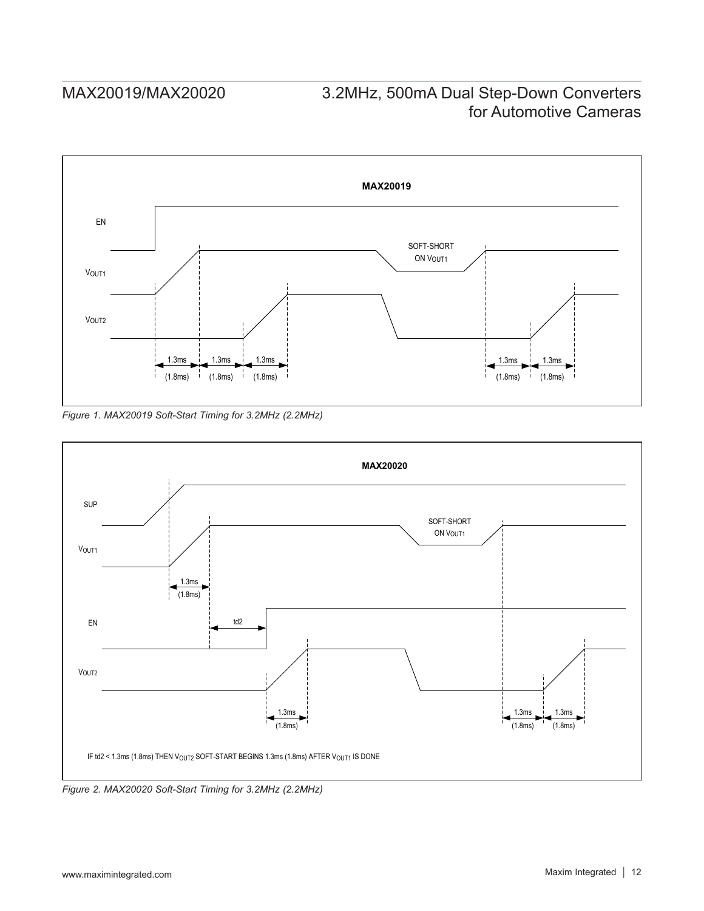MAX20019

EN

$V_{OUT1}$

$V_{OUT2}$

SOFT-SHORT ON $V_{OUT1}$

1.3ms (1.8ms) 1.3ms (1.8ms) 1.3ms (1.8ms) 1.3ms (1.8ms) 1.3ms (1.8ms)

*Figure 1. MAX20019 Soft-Start Timing for 3.2MHz (2.2MHz)*

MAX20020

SUP

$V_{OUT1}$

EN

$V_{OUT2}$

SOFT-SHORT ON $V_{OUT1}$

1.3ms (1.8ms)

td2

1.3ms (1.8ms) 1.3ms (1.8ms) 1.3ms (1.8ms)

IF td2 < 1.3ms (1.8ms) THEN $V_{OUT2}$ SOFT-START BEGINS 1.3ms (1.8ms) AFTER $V_{OUT1}$ IS DONE

*Figure 2. MAX20020 Soft-Start Timing for 3.2MHz (2.2MHz)*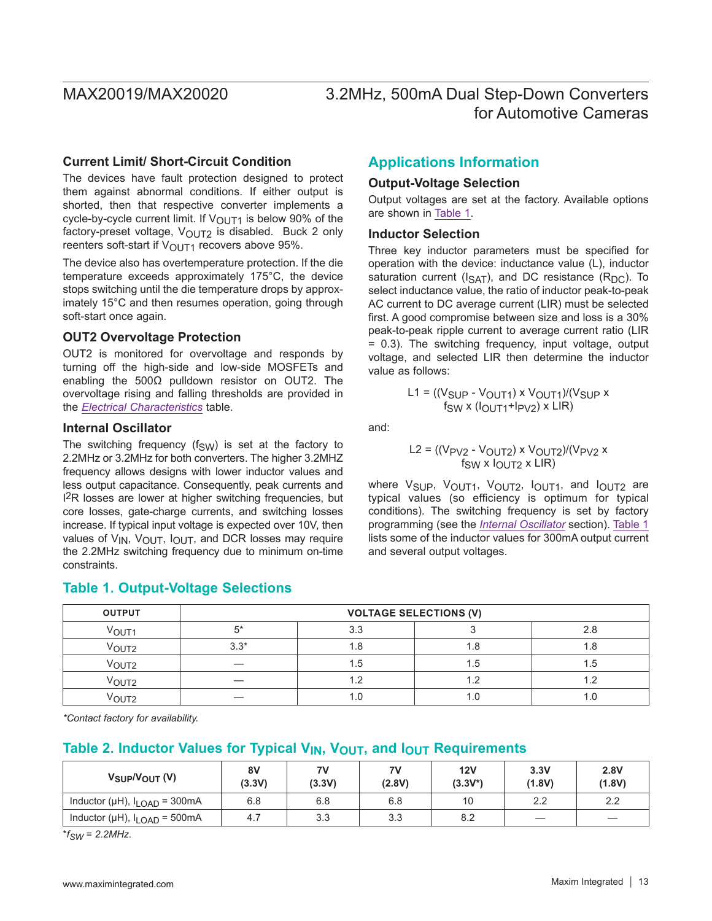### Current Limit/ Short-Circuit Condition

The devices have fault protection designed to protect them against abnormal conditions. If either output is shorted, then that respective converter implements a cycle-by-cycle current limit. If $V_{OUT1}$ is below 90% of the factory-preset voltage, $V_{OUT2}$ is disabled. Buck 2 only reenters soft-start if $V_{OUT1}$ recovers above 95%.

The device also has overtemperature protection. If the die temperature exceeds approximately 175°C, the device stops switching until the die temperature drops by approximately 15°C and then resumes operation, going through soft-start once again.

### OUT2 Overvoltage Protection

OUT2 is monitored for overvoltage and responds by turning off the high-side and low-side MOSFETs and enabling the 500Ω pulldown resistor on OUT2. The overvoltage rising and falling thresholds are provided in the *Electrical Characteristics* table.

### Internal Oscillator

The switching frequency ($f_{SW}$) is set at the factory to 2.2MHz or 3.2MHz for both converters. The higher 3.2MHZ frequency allows designs with lower inductor values and less output capacitance. Consequently, peak currents and $I^2R$ losses are lower at higher switching frequencies, but core losses, gate-charge currents, and switching losses increase. If typical input voltage is expected over 10V, then values of $V_{IN}$, $V_{OUT}$, $I_{OUT}$, and DCR losses may require the 2.2MHz switching frequency due to minimum on-time constraints.

## Applications Information

### Output-Voltage Selection

Output voltages are set at the factory. Available options are shown in Table 1.

### Inductor Selection

Three key inductor parameters must be specified for operation with the device: inductance value (L), inductor saturation current ($I_{SAT}$), and DC resistance ($R_{DC}$). To select inductance value, the ratio of inductor peak-to-peak AC current to DC average current (LIR) must be selected first. A good compromise between size and loss is a 30% peak-to-peak ripple current to average current ratio (LIR = 0.3). The switching frequency, input voltage, output voltage, and selected LIR then determine the inductor value as follows:

$$L1 = ((V_{SUP} - V_{OUT1}) \times V_{OUT1})/(V_{SUP} \times f_{SW} \times (I_{OUT1}+I_{PV2}) \times LIR)$$

and:

$$L2 = ((V_{PV2} - V_{OUT2}) \times V_{OUT2})/(V_{PV2} \times f_{SW} \times I_{OUT2} \times LIR)$$

where $V_{SUP}$, $V_{OUT1}$, $V_{OUT2}$, $I_{OUT1}$, and $I_{OUT2}$ are typical values (so efficiency is optimum for typical conditions). The switching frequency is set by factory programming (see the *Internal Oscillator* section). Table 1 lists some of the inductor values for 300mA output current and several output voltages.

## Table 1. Output-Voltage Selections

| OUTPUT | VOLTAGE SELECTIONS (V) | | | |
|---|---|---|---|---|
| $V_{OUT1}$ | 5* | 3.3 | 3 | 2.8 |
| $V_{OUT2}$ | 3.3* | 1.8 | 1.8 | 1.8 |
| $V_{OUT2}$ | — | 1.5 | 1.5 | 1.5 |
| $V_{OUT2}$ | — | 1.2 | 1.2 | 1.2 |
| $V_{OUT2}$ | — | 1.0 | 1.0 | 1.0 |

*Contact factory for availability.*

## Table 2. Inductor Values for Typical $V_{IN}$, $V_{OUT}$, and $I_{OUT}$ Requirements

| $V_{SUP}/V_{OUT}$ (V) | 8V (3.3V) | 7V (3.3V) | 7V (2.8V) | 12V (3.3V*) | 3.3V (1.8V) | 2.8V (1.8V) |
|---|---|---|---|---|---|---|
| Inductor (µH), $I_{LOAD}$ = 300mA | 6.8 | 6.8 | 6.8 | 10 | 2.2 | 2.2 |
| Inductor (µH), $I_{LOAD}$ = 500mA | 4.7 | 3.3 | 3.3 | 8.2 | — | — |

*$f_{SW}$ = 2.2MHz.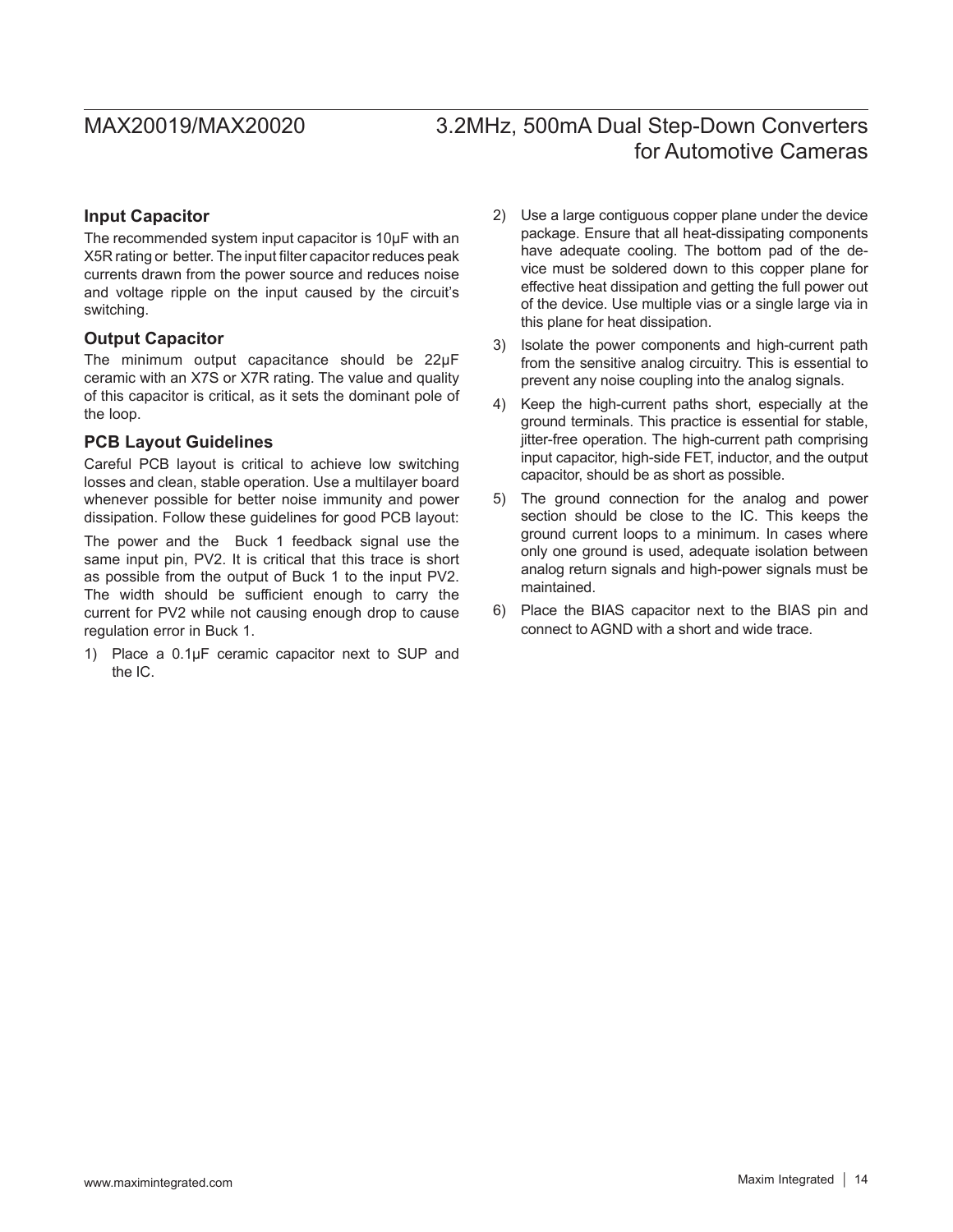### Input Capacitor

The recommended system input capacitor is 10μF with an X5R rating or better. The input filter capacitor reduces peak currents drawn from the power source and reduces noise and voltage ripple on the input caused by the circuit's switching.

### Output Capacitor

The minimum output capacitance should be 22μF ceramic with an X7S or X7R rating. The value and quality of this capacitor is critical, as it sets the dominant pole of the loop.

### PCB Layout Guidelines

Careful PCB layout is critical to achieve low switching losses and clean, stable operation. Use a multilayer board whenever possible for better noise immunity and power dissipation. Follow these guidelines for good PCB layout:

The power and the Buck 1 feedback signal use the same input pin, PV2. It is critical that this trace is short as possible from the output of Buck 1 to the input PV2. The width should be sufficient enough to carry the current for PV2 while not causing enough drop to cause regulation error in Buck 1.

1) Place a 0.1μF ceramic capacitor next to SUP and the IC.
2) Use a large contiguous copper plane under the device package. Ensure that all heat-dissipating components have adequate cooling. The bottom pad of the device must be soldered down to this copper plane for effective heat dissipation and getting the full power out of the device. Use multiple vias or a single large via in this plane for heat dissipation.
3) Isolate the power components and high-current path from the sensitive analog circuitry. This is essential to prevent any noise coupling into the analog signals.
4) Keep the high-current paths short, especially at the ground terminals. This practice is essential for stable, jitter-free operation. The high-current path comprising input capacitor, high-side FET, inductor, and the output capacitor, should be as short as possible.
5) The ground connection for the analog and power section should be close to the IC. This keeps the ground current loops to a minimum. In cases where only one ground is used, adequate isolation between analog return signals and high-power signals must be maintained.
6) Place the BIAS capacitor next to the BIAS pin and connect to AGND with a short and wide trace.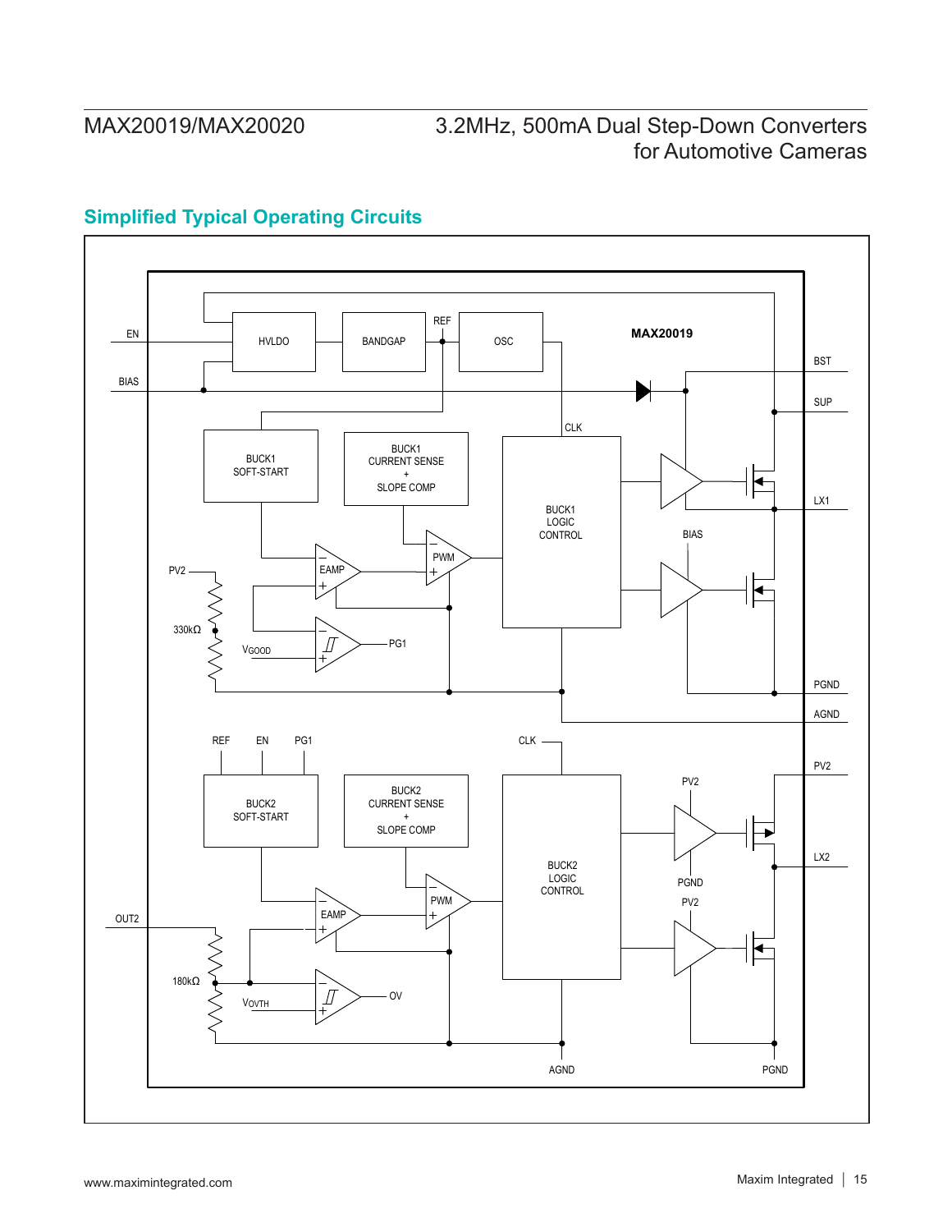## Simplified Typical Operating Circuits

MAX20019

EN
BIAS
HVLDO
BANDGAP
REF
OSC
CLK
BST
SUP
LX1
BIAS
PGND
AGND
BUCK1 SOFT-START
BUCK1 CURRENT SENSE + SLOPE COMP
BUCK1 LOGIC CONTROL
EAMP
PWM
PV2
330kΩ
$V_{GOOD}$
PG1

REF EN PG1
CLK
BUCK2 SOFT-START
BUCK2 CURRENT SENSE + SLOPE COMP
BUCK2 LOGIC CONTROL
PV2
LX2
PV2
PGND
PV2
EAMP
PWM
OUT2
180kΩ
$V_{OVTH}$
OV
AGND
PGND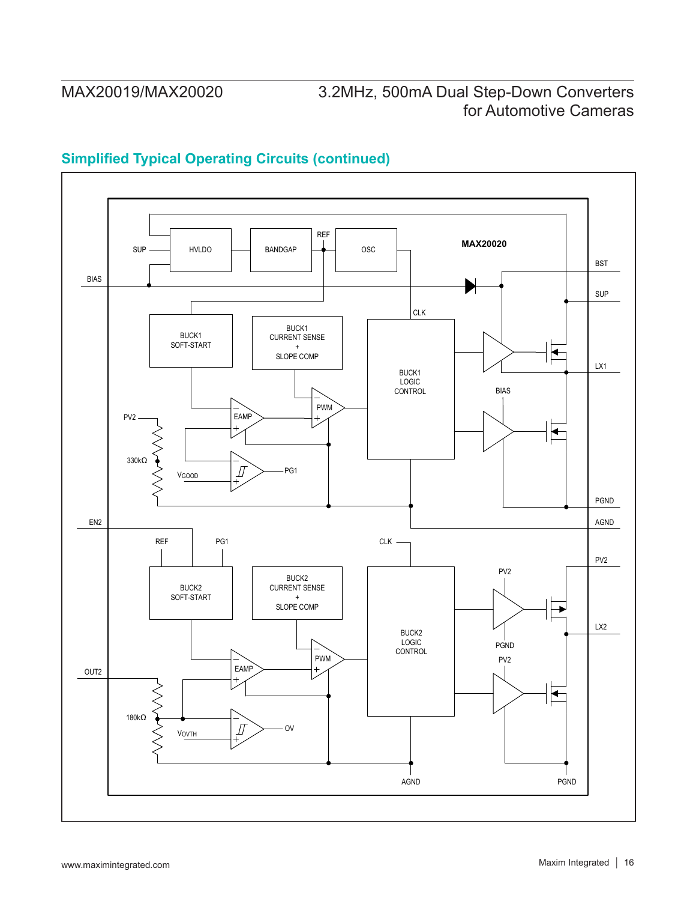## Simplified Typical Operating Circuits (continued)

MAX20020

SUP, HVLDO, BANDGAP, REF, OSC, BIAS, BST, SUP, CLK, BUCK1 SOFT-START, BUCK1 CURRENT SENSE + SLOPE COMP, BUCK1 LOGIC CONTROL, LX1, PWM, EAMP, BIAS, PV2, 330kΩ, $V_{GOOD}$, PG1, PGND, EN2, AGND, REF, PG1, CLK, PV2, BUCK2 SOFT-START, BUCK2 CURRENT SENSE + SLOPE COMP, BUCK2 LOGIC CONTROL, PV2, LX2, PGND, PV2, PWM, EAMP, OUT2, 180kΩ, $V_{OVTH}$, OV, AGND, PGND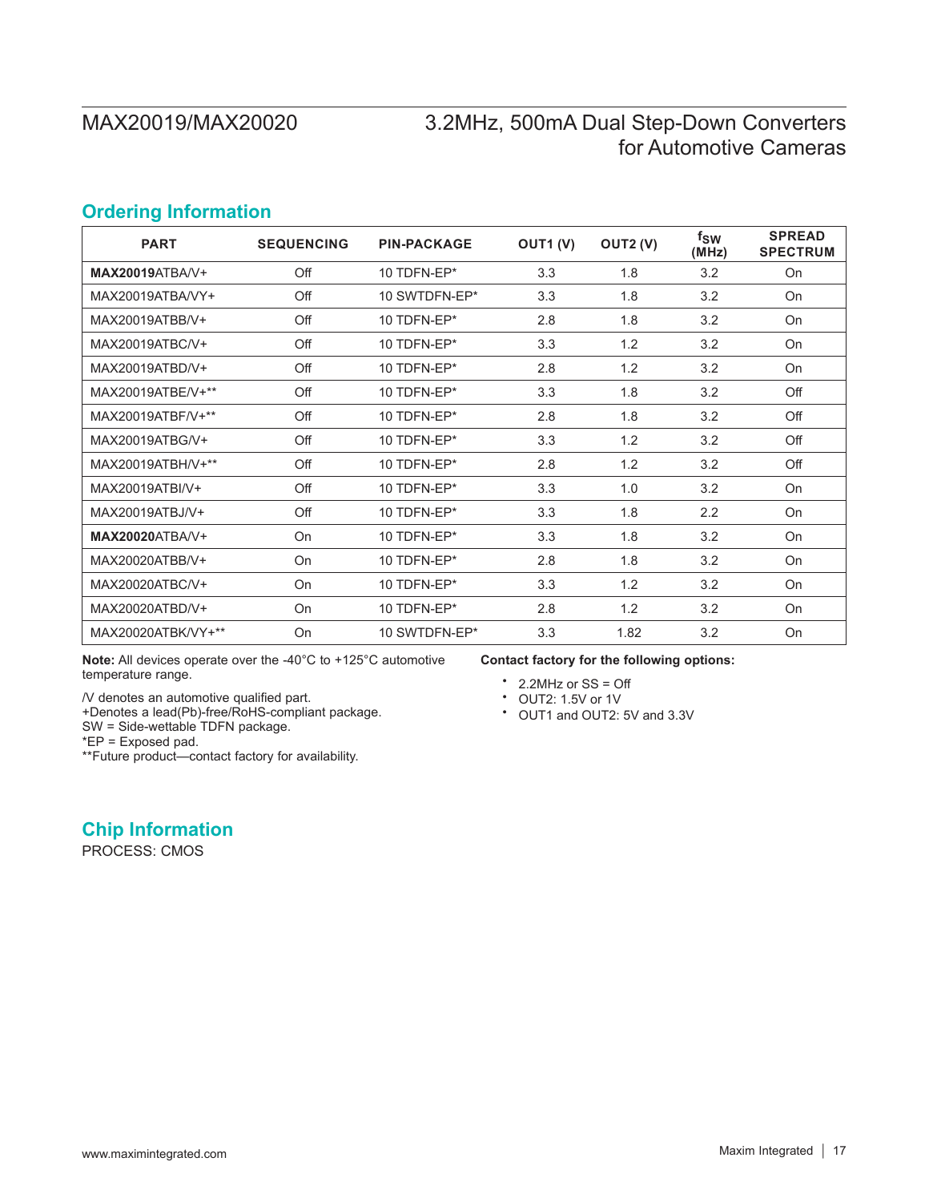## Ordering Information

| PART | SEQUENCING | PIN-PACKAGE | OUT1 (V) | OUT2 (V) | $f_{SW}$ (MHz) | SPREAD SPECTRUM |
|---|---|---|---|---|---|---|
| **MAX20019**ATBA/V+ | Off | 10 TDFN-EP* | 3.3 | 1.8 | 3.2 | On |
| MAX20019ATBA/VY+ | Off | 10 SWTDFN-EP* | 3.3 | 1.8 | 3.2 | On |
| MAX20019ATBB/V+ | Off | 10 TDFN-EP* | 2.8 | 1.8 | 3.2 | On |
| MAX20019ATBC/V+ | Off | 10 TDFN-EP* | 3.3 | 1.2 | 3.2 | On |
| MAX20019ATBD/V+ | Off | 10 TDFN-EP* | 2.8 | 1.2 | 3.2 | On |
| MAX20019ATBE/V+** | Off | 10 TDFN-EP* | 3.3 | 1.8 | 3.2 | Off |
| MAX20019ATBF/V+** | Off | 10 TDFN-EP* | 2.8 | 1.8 | 3.2 | Off |
| MAX20019ATBG/V+ | Off | 10 TDFN-EP* | 3.3 | 1.2 | 3.2 | Off |
| MAX20019ATBH/V+** | Off | 10 TDFN-EP* | 2.8 | 1.2 | 3.2 | Off |
| MAX20019ATBI/V+ | Off | 10 TDFN-EP* | 3.3 | 1.0 | 3.2 | On |
| MAX20019ATBJ/V+ | Off | 10 TDFN-EP* | 3.3 | 1.8 | 2.2 | On |
| **MAX20020**ATBA/V+ | On | 10 TDFN-EP* | 3.3 | 1.8 | 3.2 | On |
| MAX20020ATBB/V+ | On | 10 TDFN-EP* | 2.8 | 1.8 | 3.2 | On |
| MAX20020ATBC/V+ | On | 10 TDFN-EP* | 3.3 | 1.2 | 3.2 | On |
| MAX20020ATBD/V+ | On | 10 TDFN-EP* | 2.8 | 1.2 | 3.2 | On |
| MAX20020ATBK/VY+** | On | 10 SWTDFN-EP* | 3.3 | 1.82 | 3.2 | On |

**Note:** All devices operate over the -40°C to +125°C automotive temperature range.

/V denotes an automotive qualified part.
+Denotes a lead(Pb)-free/RoHS-compliant package.
SW = Side-wettable TDFN package.
*EP = Exposed pad.
**Future product—contact factory for availability.

**Contact factory for the following options:**

- 2.2MHz or SS = Off
- OUT2: 1.5V or 1V
- OUT1 and OUT2: 5V and 3.3V

## Chip Information

PROCESS: CMOS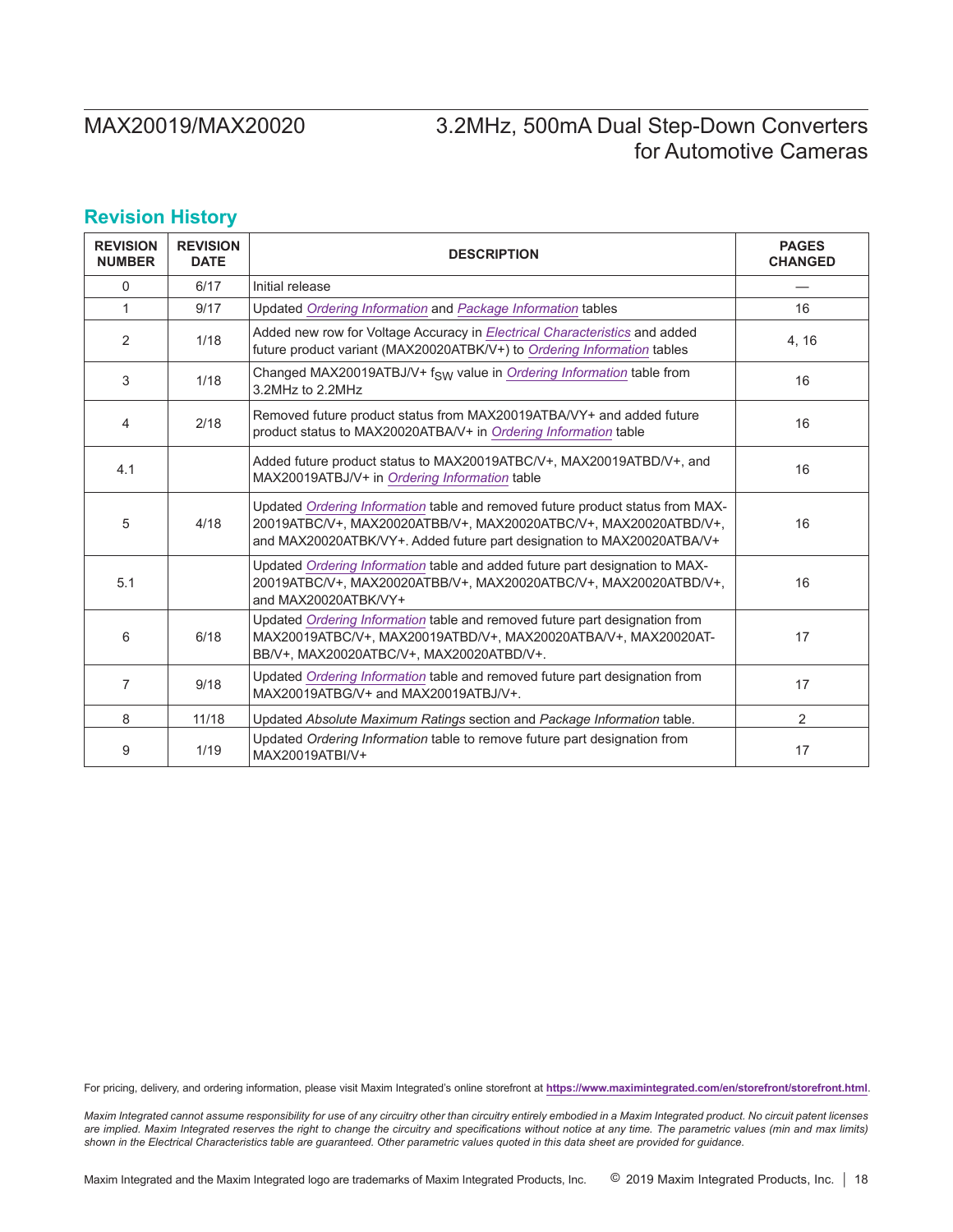## Revision History

| REVISION NUMBER | REVISION DATE | DESCRIPTION | PAGES CHANGED |
|---|---|---|---|
| 0 | 6/17 | Initial release | — |
| 1 | 9/17 | Updated *Ordering Information* and *Package Information* tables | 16 |
| 2 | 1/18 | Added new row for Voltage Accuracy in *Electrical Characteristics* and added future product variant (MAX20020ATBK/V+) to *Ordering Information* tables | 4, 16 |
| 3 | 1/18 | Changed MAX20019ATBJ/V+ $f_{SW}$ value in *Ordering Information* table from 3.2MHz to 2.2MHz | 16 |
| 4 | 2/18 | Removed future product status from MAX20019ATBA/VY+ and added future product status to MAX20020ATBA/V+ in *Ordering Information* table | 16 |
| 4.1 | | Added future product status to MAX20019ATBC/V+, MAX20019ATBD/V+, and MAX20019ATBJ/V+ in *Ordering Information* table | 16 |
| 5 | 4/18 | Updated *Ordering Information* table and removed future product status from MAX-20019ATBC/V+, MAX20020ATBB/V+, MAX20020ATBC/V+, MAX20020ATBD/V+, and MAX20020ATBK/VY+. Added future part designation to MAX20020ATBA/V+ | 16 |
| 5.1 | | Updated *Ordering Information* table and added future part designation to MAX-20019ATBC/V+, MAX20020ATBB/V+, MAX20020ATBC/V+, MAX20020ATBD/V+, and MAX20020ATBK/VY+ | 16 |
| 6 | 6/18 | Updated *Ordering Information* table and removed future part designation from MAX20019ATBC/V+, MAX20019ATBD/V+, MAX20020ATBA/V+, MAX20020AT-BB/V+, MAX20020ATBC/V+, MAX20020ATBD/V+. | 17 |
| 7 | 9/18 | Updated *Ordering Information* table and removed future part designation from MAX20019ATBG/V+ and MAX20019ATBJ/V+. | 17 |
| 8 | 11/18 | Updated *Absolute Maximum Ratings* section and *Package Information* table. | 2 |
| 9 | 1/19 | Updated *Ordering Information* table to remove future part designation from MAX20019ATBI/V+ | 17 |

For pricing, delivery, and ordering information, please visit Maxim Integrated's online storefront at **https://www.maximintegrated.com/en/storefront/storefront.html**.

*Maxim Integrated cannot assume responsibility for use of any circuitry other than circuitry entirely embodied in a Maxim Integrated product. No circuit patent licenses are implied. Maxim Integrated reserves the right to change the circuitry and specifications without notice at any time. The parametric values (min and max limits) shown in the Electrical Characteristics table are guaranteed. Other parametric values quoted in this data sheet are provided for guidance.*

Maxim Integrated and the Maxim Integrated logo are trademarks of Maxim Integrated Products, Inc. © 2019 Maxim Integrated Products, Inc.